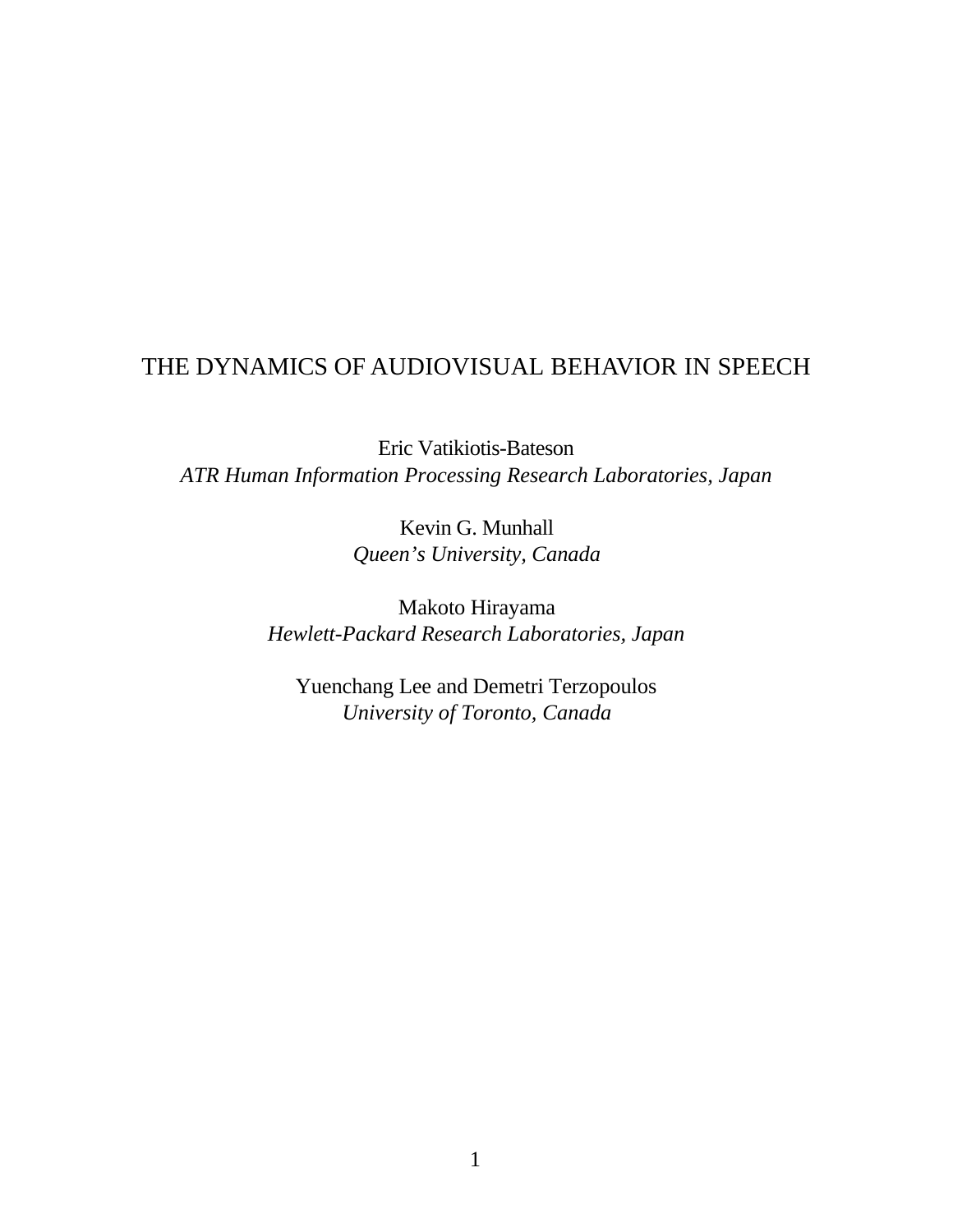# THE DYNAMICS OF AUDIOVISUAL BEHAVIOR IN SPEECH

Eric Vatikiotis-Bateson
*ATR Human Information Processing Research Laboratories, Japan*

Kevin G. Munhall
*Queen's University, Canada*

Makoto Hirayama
*Hewlett-Packard Research Laboratories, Japan*

Yuenchang Lee and Demetri Terzopoulos
*University of Toronto, Canada*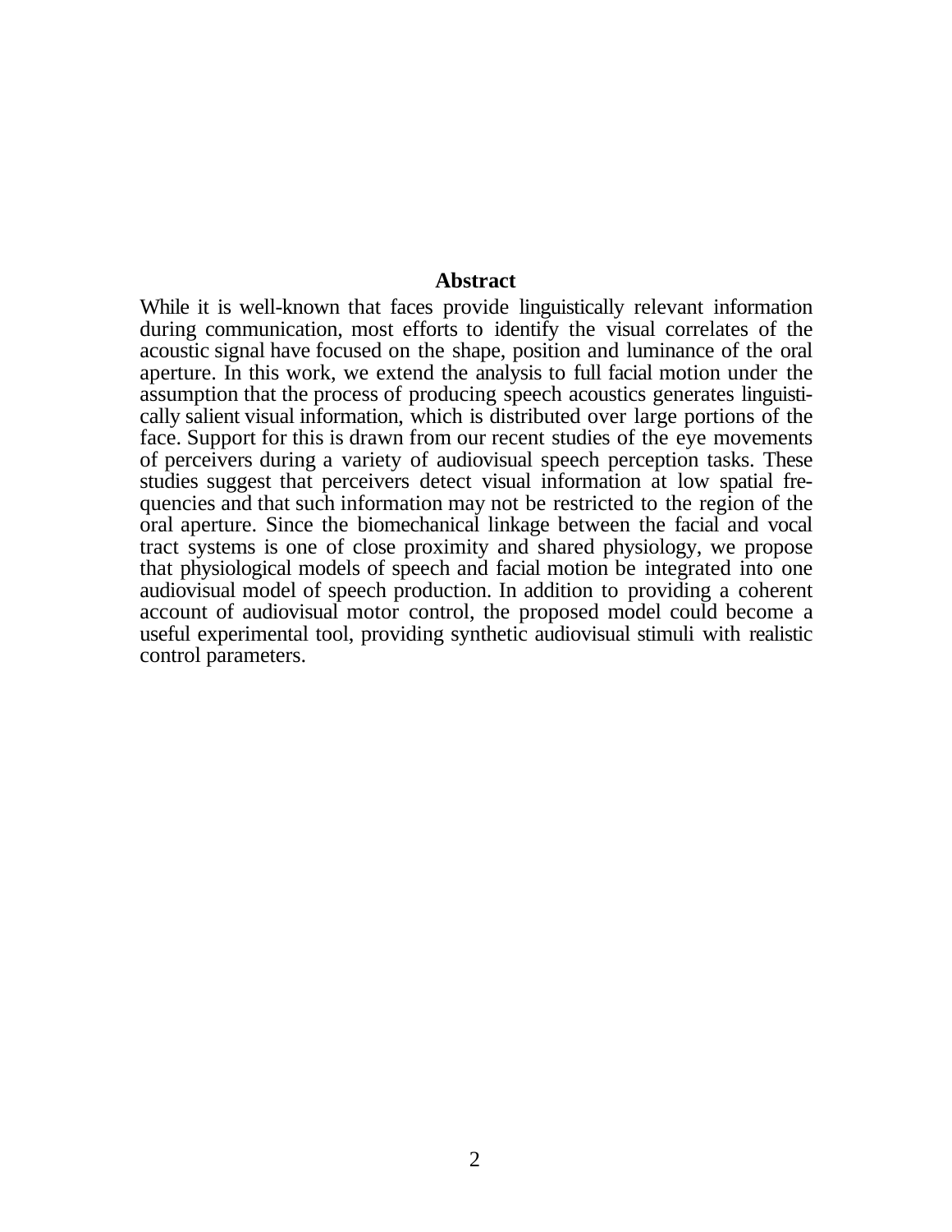## Abstract

While it is well-known that faces provide linguistically relevant information during communication, most efforts to identify the visual correlates of the acoustic signal have focused on the shape, position and luminance of the oral aperture. In this work, we extend the analysis to full facial motion under the assumption that the process of producing speech acoustics generates linguistically salient visual information, which is distributed over large portions of the face. Support for this is drawn from our recent studies of the eye movements of perceivers during a variety of audiovisual speech perception tasks. These studies suggest that perceivers detect visual information at low spatial frequencies and that such information may not be restricted to the region of the oral aperture. Since the biomechanical linkage between the facial and vocal tract systems is one of close proximity and shared physiology, we propose that physiological models of speech and facial motion be integrated into one audiovisual model of speech production. In addition to providing a coherent account of audiovisual motor control, the proposed model could become a useful experimental tool, providing synthetic audiovisual stimuli with realistic control parameters.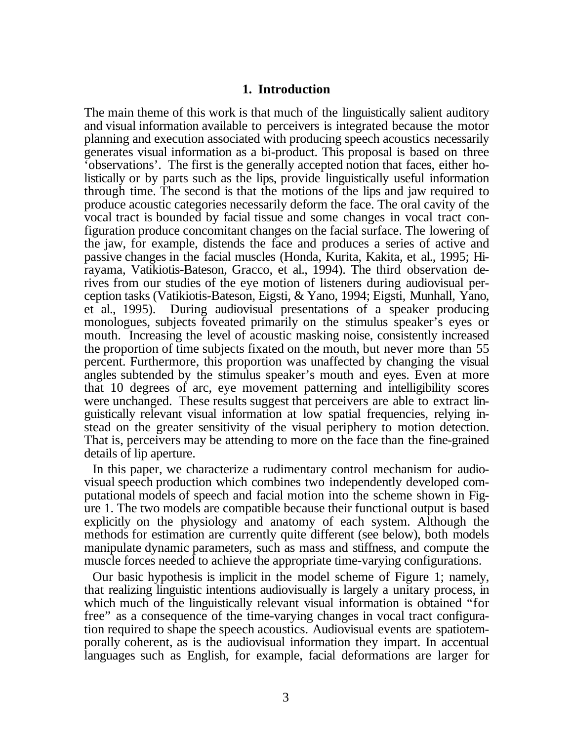## 1. Introduction

The main theme of this work is that much of the linguistically salient auditory and visual information available to perceivers is integrated because the motor planning and execution associated with producing speech acoustics necessarily generates visual information as a bi-product. This proposal is based on three 'observations'. The first is the generally accepted notion that faces, either holistically or by parts such as the lips, provide linguistically useful information through time. The second is that the motions of the lips and jaw required to produce acoustic categories necessarily deform the face. The oral cavity of the vocal tract is bounded by facial tissue and some changes in vocal tract configuration produce concomitant changes on the facial surface. The lowering of the jaw, for example, distends the face and produces a series of active and passive changes in the facial muscles (Honda, Kurita, Kakita, et al., 1995; Hirayama, Vatikiotis-Bateson, Gracco, et al., 1994). The third observation derives from our studies of the eye motion of listeners during audiovisual perception tasks (Vatikiotis-Bateson, Eigsti, & Yano, 1994; Eigsti, Munhall, Yano, et al., 1995). During audiovisual presentations of a speaker producing monologues, subjects foveated primarily on the stimulus speaker's eyes or mouth. Increasing the level of acoustic masking noise, consistently increased the proportion of time subjects fixated on the mouth, but never more than 55 percent. Furthermore, this proportion was unaffected by changing the visual angles subtended by the stimulus speaker's mouth and eyes. Even at more that 10 degrees of arc, eye movement patterning and intelligibility scores were unchanged. These results suggest that perceivers are able to extract linguistically relevant visual information at low spatial frequencies, relying instead on the greater sensitivity of the visual periphery to motion detection. That is, perceivers may be attending to more on the face than the fine-grained details of lip aperture.

In this paper, we characterize a rudimentary control mechanism for audiovisual speech production which combines two independently developed computational models of speech and facial motion into the scheme shown in Figure 1. The two models are compatible because their functional output is based explicitly on the physiology and anatomy of each system. Although the methods for estimation are currently quite different (see below), both models manipulate dynamic parameters, such as mass and stiffness, and compute the muscle forces needed to achieve the appropriate time-varying configurations.

Our basic hypothesis is implicit in the model scheme of Figure 1; namely, that realizing linguistic intentions audiovisually is largely a unitary process, in which much of the linguistically relevant visual information is obtained "for free" as a consequence of the time-varying changes in vocal tract configuration required to shape the speech acoustics. Audiovisual events are spatiotemporally coherent, as is the audiovisual information they impart. In accentual languages such as English, for example, facial deformations are larger for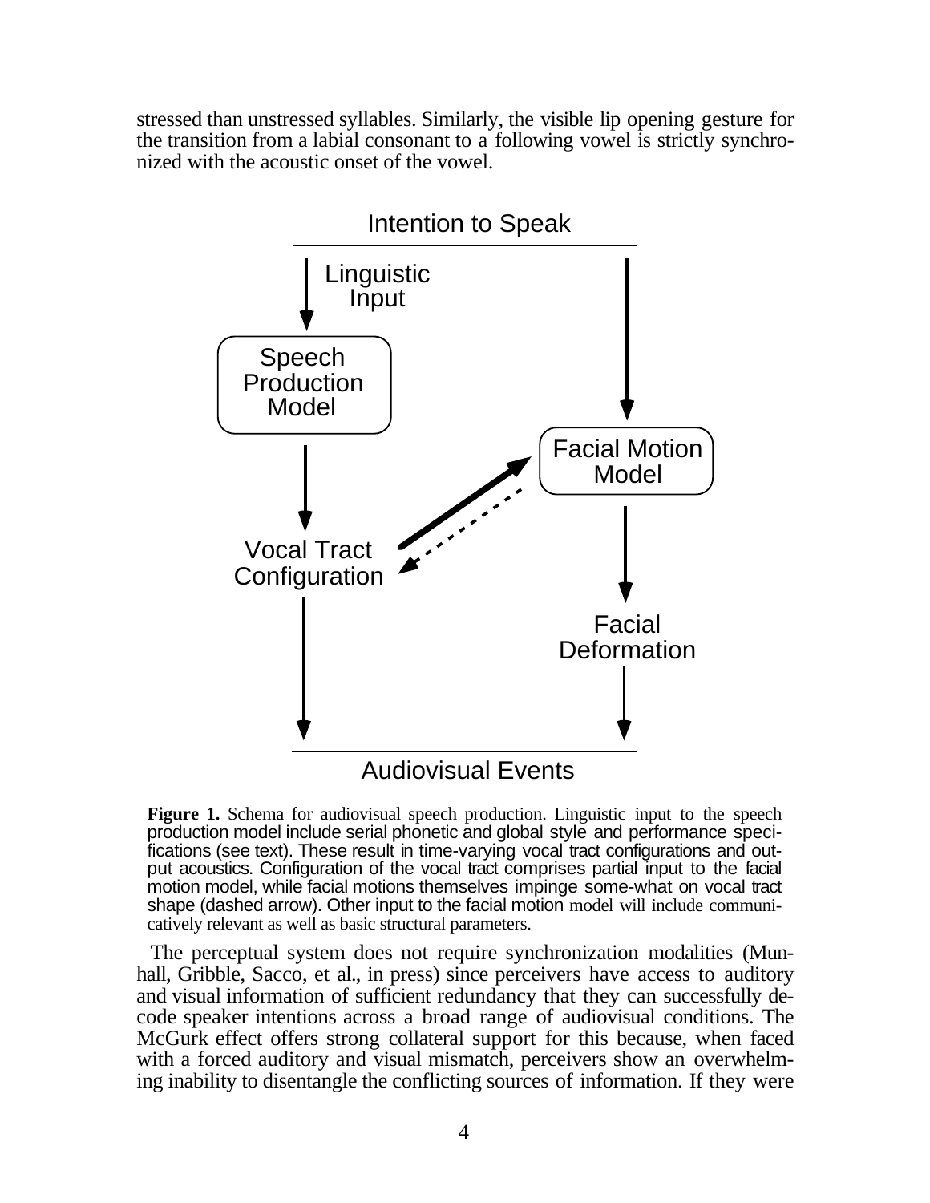stressed than unstressed syllables. Similarly, the visible lip opening gesture for the transition from a labial consonant to a following vowel is strictly synchronized with the acoustic onset of the vowel.

Intention to Speak

Linguistic Input

Speech Production Model

Facial Motion Model

Vocal Tract Configuration

Facial Deformation

Audiovisual Events

**Figure 1.** Schema for audiovisual speech production. Linguistic input to the speech production model include serial phonetic and global style and performance specifications (see text). These result in time-varying vocal tract configurations and output acoustics. Configuration of the vocal tract comprises partial input to the facial motion model, while facial motions themselves impinge some-what on vocal tract shape (dashed arrow). Other input to the facial motion model will include communicatively relevant as well as basic structural parameters.

The perceptual system does not require synchronization modalities (Munhall, Gribble, Sacco, et al., in press) since perceivers have access to auditory and visual information of sufficient redundancy that they can successfully decode speaker intentions across a broad range of audiovisual conditions. The McGurk effect offers strong collateral support for this because, when faced with a forced auditory and visual mismatch, perceivers show an overwhelming inability to disentangle the conflicting sources of information. If they were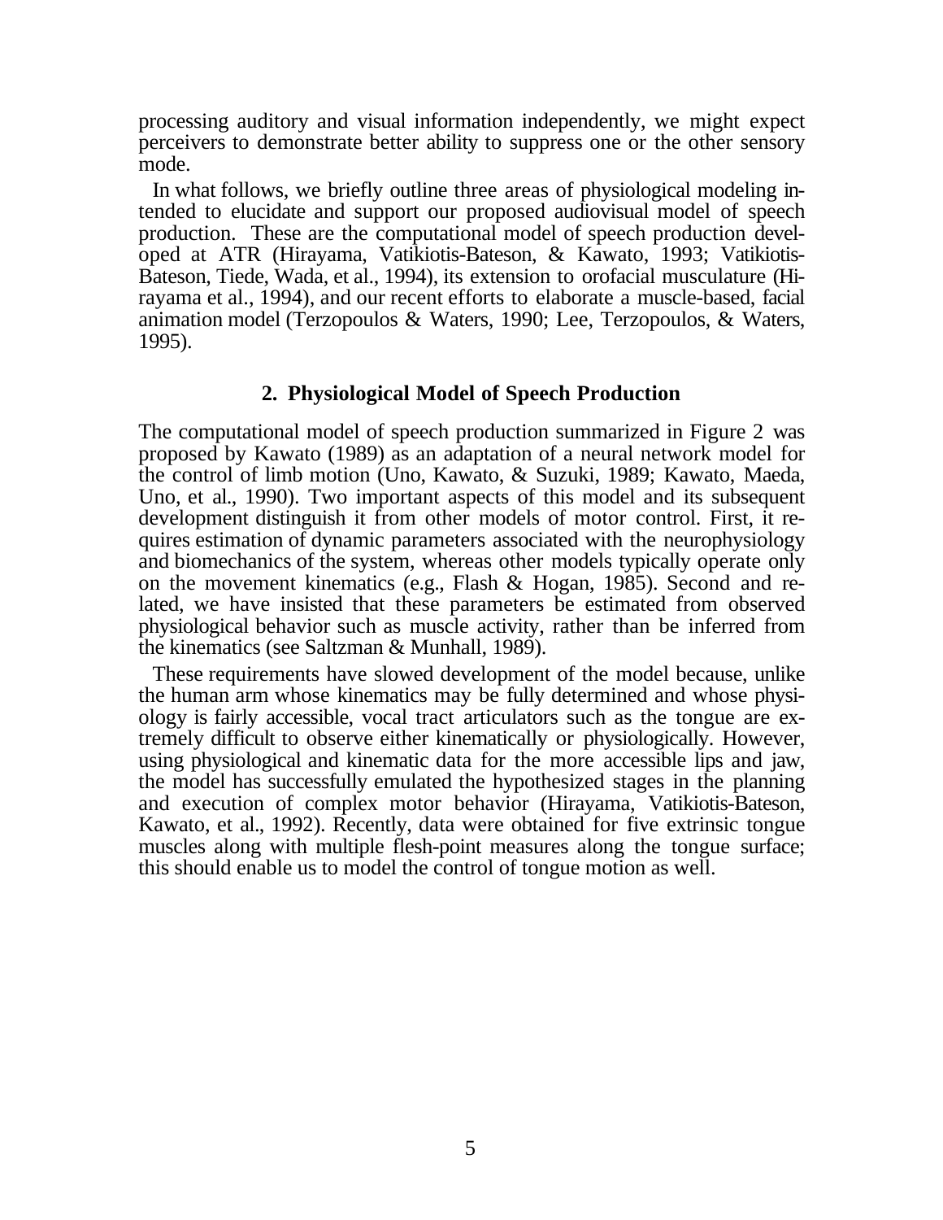processing auditory and visual information independently, we might expect perceivers to demonstrate better ability to suppress one or the other sensory mode.

In what follows, we briefly outline three areas of physiological modeling intended to elucidate and support our proposed audiovisual model of speech production. These are the computational model of speech production developed at ATR (Hirayama, Vatikiotis-Bateson, & Kawato, 1993; Vatikiotis-Bateson, Tiede, Wada, et al., 1994), its extension to orofacial musculature (Hirayama et al., 1994), and our recent efforts to elaborate a muscle-based, facial animation model (Terzopoulos & Waters, 1990; Lee, Terzopoulos, & Waters, 1995).

## 2. Physiological Model of Speech Production

The computational model of speech production summarized in Figure 2 was proposed by Kawato (1989) as an adaptation of a neural network model for the control of limb motion (Uno, Kawato, & Suzuki, 1989; Kawato, Maeda, Uno, et al., 1990). Two important aspects of this model and its subsequent development distinguish it from other models of motor control. First, it requires estimation of dynamic parameters associated with the neurophysiology and biomechanics of the system, whereas other models typically operate only on the movement kinematics (e.g., Flash & Hogan, 1985). Second and related, we have insisted that these parameters be estimated from observed physiological behavior such as muscle activity, rather than be inferred from the kinematics (see Saltzman & Munhall, 1989).

These requirements have slowed development of the model because, unlike the human arm whose kinematics may be fully determined and whose physiology is fairly accessible, vocal tract articulators such as the tongue are extremely difficult to observe either kinematically or physiologically. However, using physiological and kinematic data for the more accessible lips and jaw, the model has successfully emulated the hypothesized stages in the planning and execution of complex motor behavior (Hirayama, Vatikiotis-Bateson, Kawato, et al., 1992). Recently, data were obtained for five extrinsic tongue muscles along with multiple flesh-point measures along the tongue surface; this should enable us to model the control of tongue motion as well.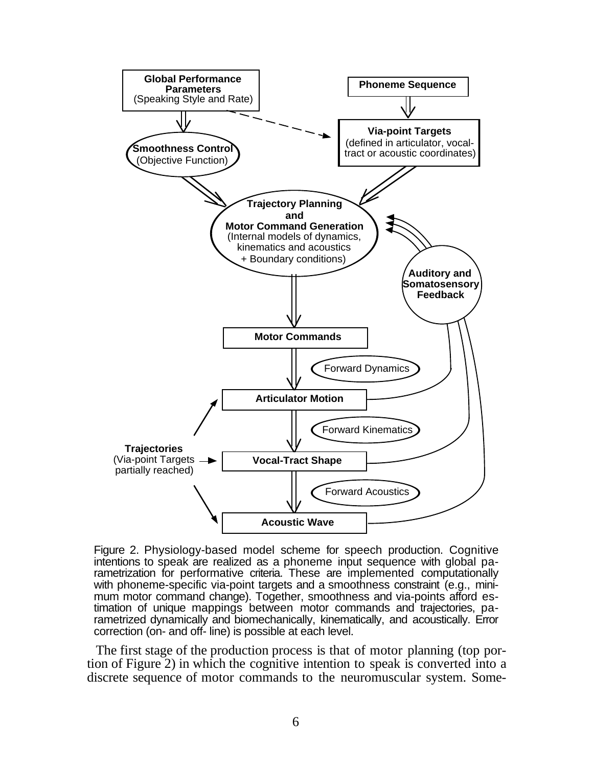Figure 2. Physiology-based model scheme for speech production. Cognitive intentions to speak are realized as a phoneme input sequence with global parametrization for performative criteria. These are implemented computationally with phoneme-specific via-point targets and a smoothness constraint (e.g., minimum motor command change). Together, smoothness and via-points afford estimation of unique mappings between motor commands and trajectories, parametrized dynamically and biomechanically, kinematically, and acoustically. Error correction (on- and off- line) is possible at each level.

The first stage of the production process is that of motor planning (top portion of Figure 2) in which the cognitive intention to speak is converted into a discrete sequence of motor commands to the neuromuscular system. Some-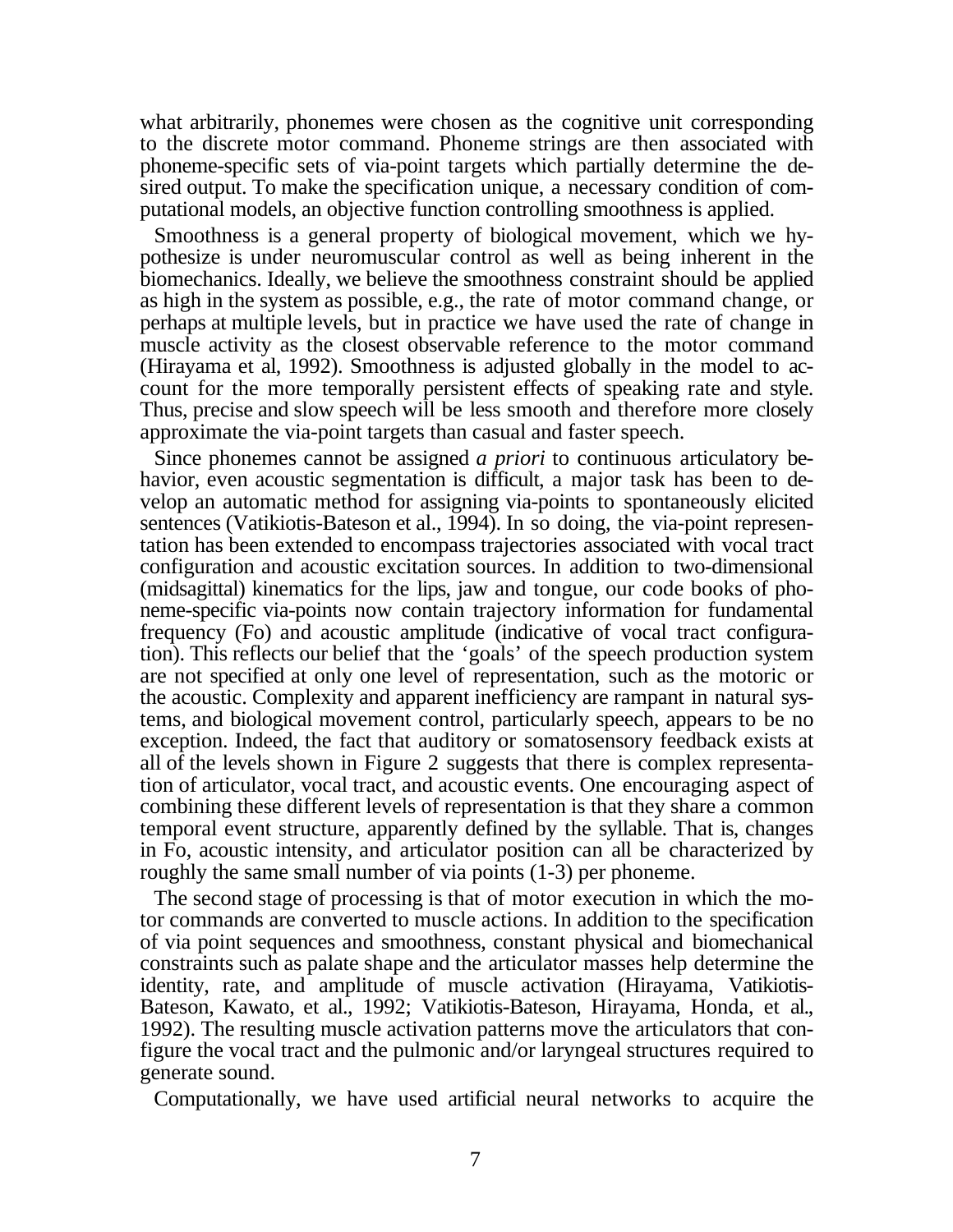what arbitrarily, phonemes were chosen as the cognitive unit corresponding to the discrete motor command. Phoneme strings are then associated with phoneme-specific sets of via-point targets which partially determine the desired output. To make the specification unique, a necessary condition of computational models, an objective function controlling smoothness is applied.

Smoothness is a general property of biological movement, which we hypothesize is under neuromuscular control as well as being inherent in the biomechanics. Ideally, we believe the smoothness constraint should be applied as high in the system as possible, e.g., the rate of motor command change, or perhaps at multiple levels, but in practice we have used the rate of change in muscle activity as the closest observable reference to the motor command (Hirayama et al, 1992). Smoothness is adjusted globally in the model to account for the more temporally persistent effects of speaking rate and style. Thus, precise and slow speech will be less smooth and therefore more closely approximate the via-point targets than casual and faster speech.

Since phonemes cannot be assigned *a priori* to continuous articulatory behavior, even acoustic segmentation is difficult, a major task has been to develop an automatic method for assigning via-points to spontaneously elicited sentences (Vatikiotis-Bateson et al., 1994). In so doing, the via-point representation has been extended to encompass trajectories associated with vocal tract configuration and acoustic excitation sources. In addition to two-dimensional (midsagittal) kinematics for the lips, jaw and tongue, our code books of phoneme-specific via-points now contain trajectory information for fundamental frequency (Fo) and acoustic amplitude (indicative of vocal tract configuration). This reflects our belief that the 'goals' of the speech production system are not specified at only one level of representation, such as the motoric or the acoustic. Complexity and apparent inefficiency are rampant in natural systems, and biological movement control, particularly speech, appears to be no exception. Indeed, the fact that auditory or somatosensory feedback exists at all of the levels shown in Figure 2 suggests that there is complex representation of articulator, vocal tract, and acoustic events. One encouraging aspect of combining these different levels of representation is that they share a common temporal event structure, apparently defined by the syllable. That is, changes in Fo, acoustic intensity, and articulator position can all be characterized by roughly the same small number of via points (1-3) per phoneme.

The second stage of processing is that of motor execution in which the motor commands are converted to muscle actions. In addition to the specification of via point sequences and smoothness, constant physical and biomechanical constraints such as palate shape and the articulator masses help determine the identity, rate, and amplitude of muscle activation (Hirayama, Vatikiotis-Bateson, Kawato, et al., 1992; Vatikiotis-Bateson, Hirayama, Honda, et al., 1992). The resulting muscle activation patterns move the articulators that configure the vocal tract and the pulmonic and/or laryngeal structures required to generate sound.

Computationally, we have used artificial neural networks to acquire the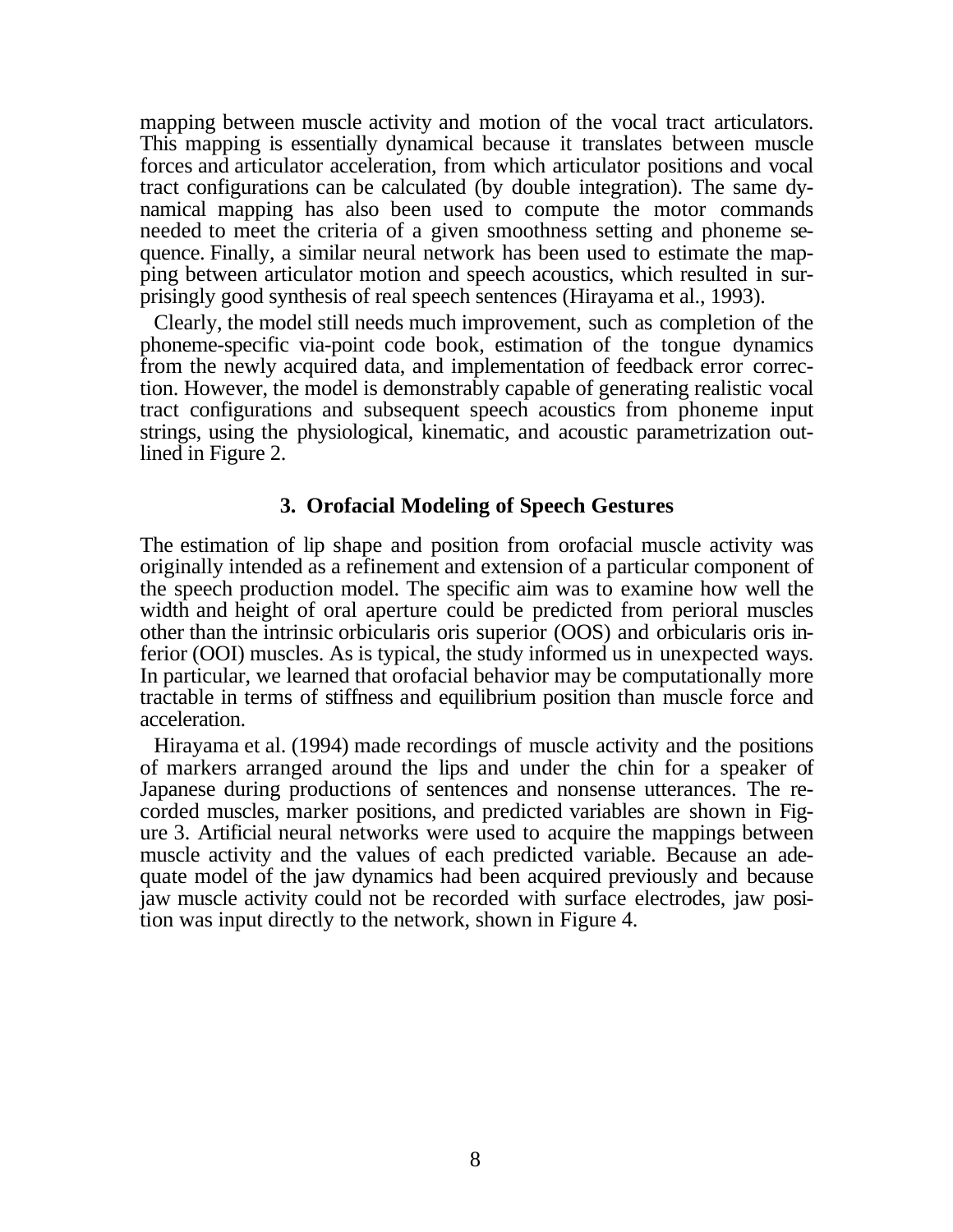mapping between muscle activity and motion of the vocal tract articulators. This mapping is essentially dynamical because it translates between muscle forces and articulator acceleration, from which articulator positions and vocal tract configurations can be calculated (by double integration). The same dynamical mapping has also been used to compute the motor commands needed to meet the criteria of a given smoothness setting and phoneme sequence. Finally, a similar neural network has been used to estimate the mapping between articulator motion and speech acoustics, which resulted in surprisingly good synthesis of real speech sentences (Hirayama et al., 1993).

Clearly, the model still needs much improvement, such as completion of the phoneme-specific via-point code book, estimation of the tongue dynamics from the newly acquired data, and implementation of feedback error correction. However, the model is demonstrably capable of generating realistic vocal tract configurations and subsequent speech acoustics from phoneme input strings, using the physiological, kinematic, and acoustic parametrization outlined in Figure 2.

## 3. Orofacial Modeling of Speech Gestures

The estimation of lip shape and position from orofacial muscle activity was originally intended as a refinement and extension of a particular component of the speech production model. The specific aim was to examine how well the width and height of oral aperture could be predicted from perioral muscles other than the intrinsic orbicularis oris superior (OOS) and orbicularis oris inferior (OOI) muscles. As is typical, the study informed us in unexpected ways. In particular, we learned that orofacial behavior may be computationally more tractable in terms of stiffness and equilibrium position than muscle force and acceleration.

Hirayama et al. (1994) made recordings of muscle activity and the positions of markers arranged around the lips and under the chin for a speaker of Japanese during productions of sentences and nonsense utterances. The recorded muscles, marker positions, and predicted variables are shown in Figure 3. Artificial neural networks were used to acquire the mappings between muscle activity and the values of each predicted variable. Because an adequate model of the jaw dynamics had been acquired previously and because jaw muscle activity could not be recorded with surface electrodes, jaw position was input directly to the network, shown in Figure 4.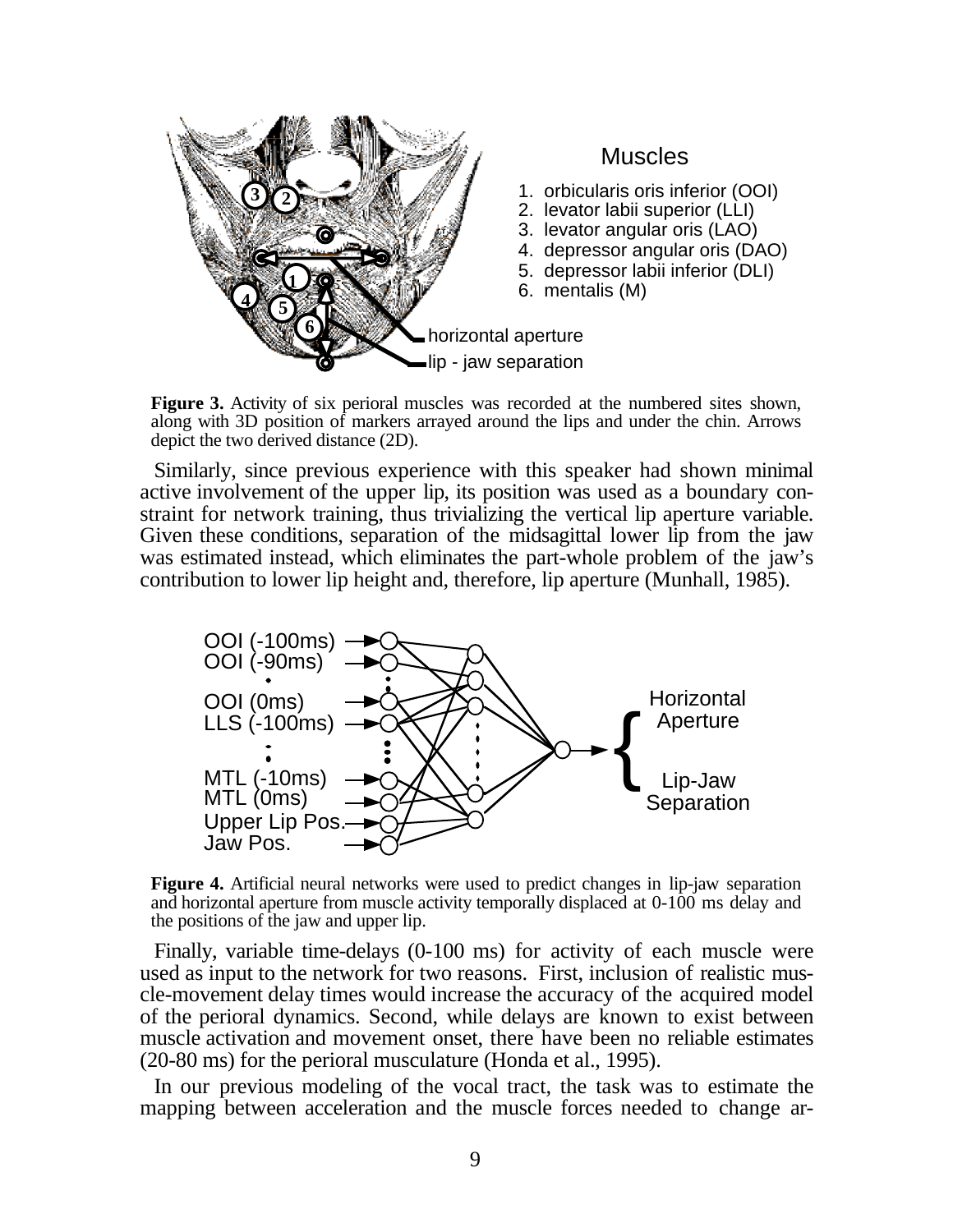**Figure 3.** Activity of six perioral muscles was recorded at the numbered sites shown, along with 3D position of markers arrayed around the lips and under the chin. Arrows depict the two derived distance (2D).

Similarly, since previous experience with this speaker had shown minimal active involvement of the upper lip, its position was used as a boundary constraint for network training, thus trivializing the vertical lip aperture variable. Given these conditions, separation of the midsagittal lower lip from the jaw was estimated instead, which eliminates the part-whole problem of the jaw's contribution to lower lip height and, therefore, lip aperture (Munhall, 1985).

**Figure 4.** Artificial neural networks were used to predict changes in lip-jaw separation and horizontal aperture from muscle activity temporally displaced at 0-100 ms delay and the positions of the jaw and upper lip.

Finally, variable time-delays (0-100 ms) for activity of each muscle were used as input to the network for two reasons. First, inclusion of realistic muscle-movement delay times would increase the accuracy of the acquired model of the perioral dynamics. Second, while delays are known to exist between muscle activation and movement onset, there have been no reliable estimates (20-80 ms) for the perioral musculature (Honda et al., 1995).

In our previous modeling of the vocal tract, the task was to estimate the mapping between acceleration and the muscle forces needed to change ar-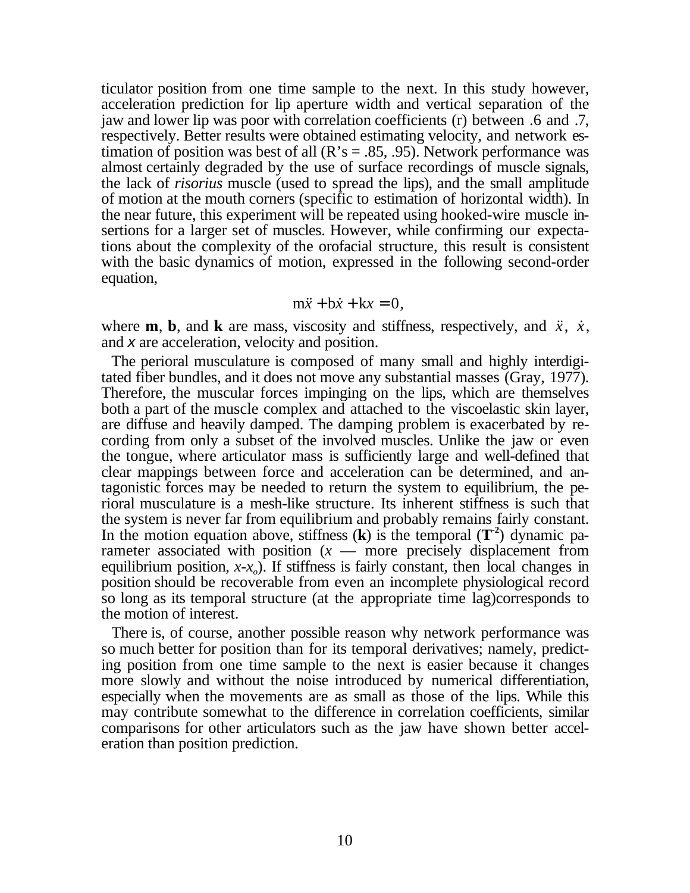ticulator position from one time sample to the next. In this study however, acceleration prediction for lip aperture width and vertical separation of the jaw and lower lip was poor with correlation coefficients (r) between .6 and .7, respectively. Better results were obtained estimating velocity, and network estimation of position was best of all (R's = .85, .95). Network performance was almost certainly degraded by the use of surface recordings of muscle signals, the lack of *risorius* muscle (used to spread the lips), and the small amplitude of motion at the mouth corners (specific to estimation of horizontal width). In the near future, this experiment will be repeated using hooked-wire muscle insertions for a larger set of muscles. However, while confirming our expectations about the complexity of the orofacial structure, this result is consistent with the basic dynamics of motion, expressed in the following second-order equation,

$$m\ddot{x} + b\dot{x} + kx = 0,$$

where **m**, **b**, and **k** are mass, viscosity and stiffness, respectively, and $\ddot{x}$, $\dot{x}$, and $x$ are acceleration, velocity and position.

The perioral musculature is composed of many small and highly interdigitated fiber bundles, and it does not move any substantial masses (Gray, 1977). Therefore, the muscular forces impinging on the lips, which are themselves both a part of the muscle complex and attached to the viscoelastic skin layer, are diffuse and heavily damped. The damping problem is exacerbated by recording from only a subset of the involved muscles. Unlike the jaw or even the tongue, where articulator mass is sufficiently large and well-defined that clear mappings between force and acceleration can be determined, and antagonistic forces may be needed to return the system to equilibrium, the perioral musculature is a mesh-like structure. Its inherent stiffness is such that the system is never far from equilibrium and probably remains fairly constant. In the motion equation above, stiffness (**k**) is the temporal ($\mathbf{T}^{-2}$) dynamic parameter associated with position ($x$ — more precisely displacement from equilibrium position, $x$-$x_o$). If stiffness is fairly constant, then local changes in position should be recoverable from even an incomplete physiological record so long as its temporal structure (at the appropriate time lag)corresponds to the motion of interest.

There is, of course, another possible reason why network performance was so much better for position than for its temporal derivatives; namely, predicting position from one time sample to the next is easier because it changes more slowly and without the noise introduced by numerical differentiation, especially when the movements are as small as those of the lips. While this may contribute somewhat to the difference in correlation coefficients, similar comparisons for other articulators such as the jaw have shown better acceleration than position prediction.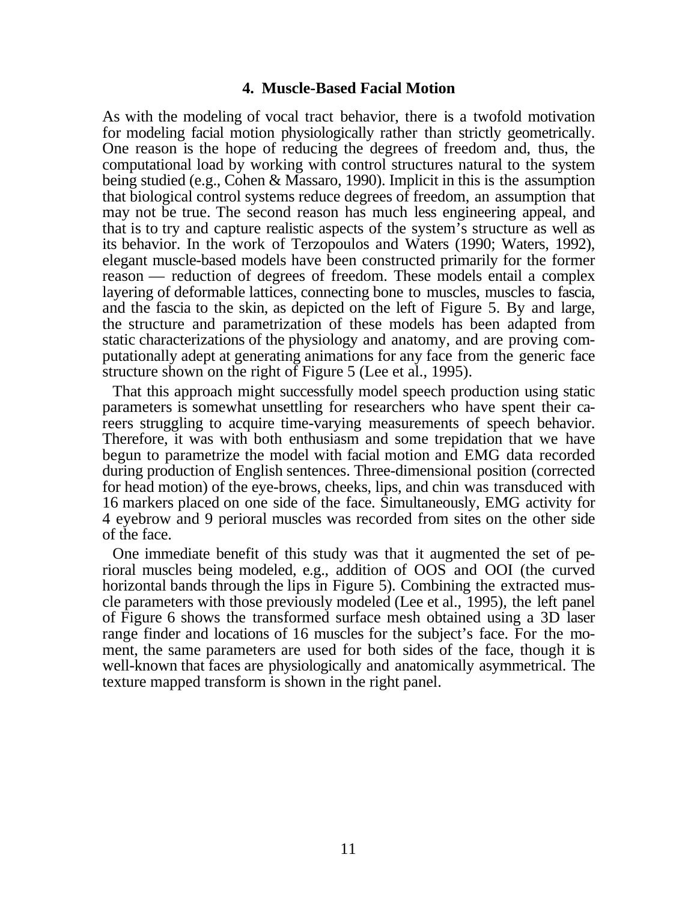### 4. Muscle-Based Facial Motion

As with the modeling of vocal tract behavior, there is a twofold motivation for modeling facial motion physiologically rather than strictly geometrically. One reason is the hope of reducing the degrees of freedom and, thus, the computational load by working with control structures natural to the system being studied (e.g., Cohen & Massaro, 1990). Implicit in this is the assumption that biological control systems reduce degrees of freedom, an assumption that may not be true. The second reason has much less engineering appeal, and that is to try and capture realistic aspects of the system's structure as well as its behavior. In the work of Terzopoulos and Waters (1990; Waters, 1992), elegant muscle-based models have been constructed primarily for the former reason — reduction of degrees of freedom. These models entail a complex layering of deformable lattices, connecting bone to muscles, muscles to fascia, and the fascia to the skin, as depicted on the left of Figure 5. By and large, the structure and parametrization of these models has been adapted from static characterizations of the physiology and anatomy, and are proving computationally adept at generating animations for any face from the generic face structure shown on the right of Figure 5 (Lee et al., 1995).

That this approach might successfully model speech production using static parameters is somewhat unsettling for researchers who have spent their careers struggling to acquire time-varying measurements of speech behavior. Therefore, it was with both enthusiasm and some trepidation that we have begun to parametrize the model with facial motion and EMG data recorded during production of English sentences. Three-dimensional position (corrected for head motion) of the eye-brows, cheeks, lips, and chin was transduced with 16 markers placed on one side of the face. Simultaneously, EMG activity for 4 eyebrow and 9 perioral muscles was recorded from sites on the other side of the face.

One immediate benefit of this study was that it augmented the set of perioral muscles being modeled, e.g., addition of OOS and OOI (the curved horizontal bands through the lips in Figure 5). Combining the extracted muscle parameters with those previously modeled (Lee et al., 1995), the left panel of Figure 6 shows the transformed surface mesh obtained using a 3D laser range finder and locations of 16 muscles for the subject's face. For the moment, the same parameters are used for both sides of the face, though it is well-known that faces are physiologically and anatomically asymmetrical. The texture mapped transform is shown in the right panel.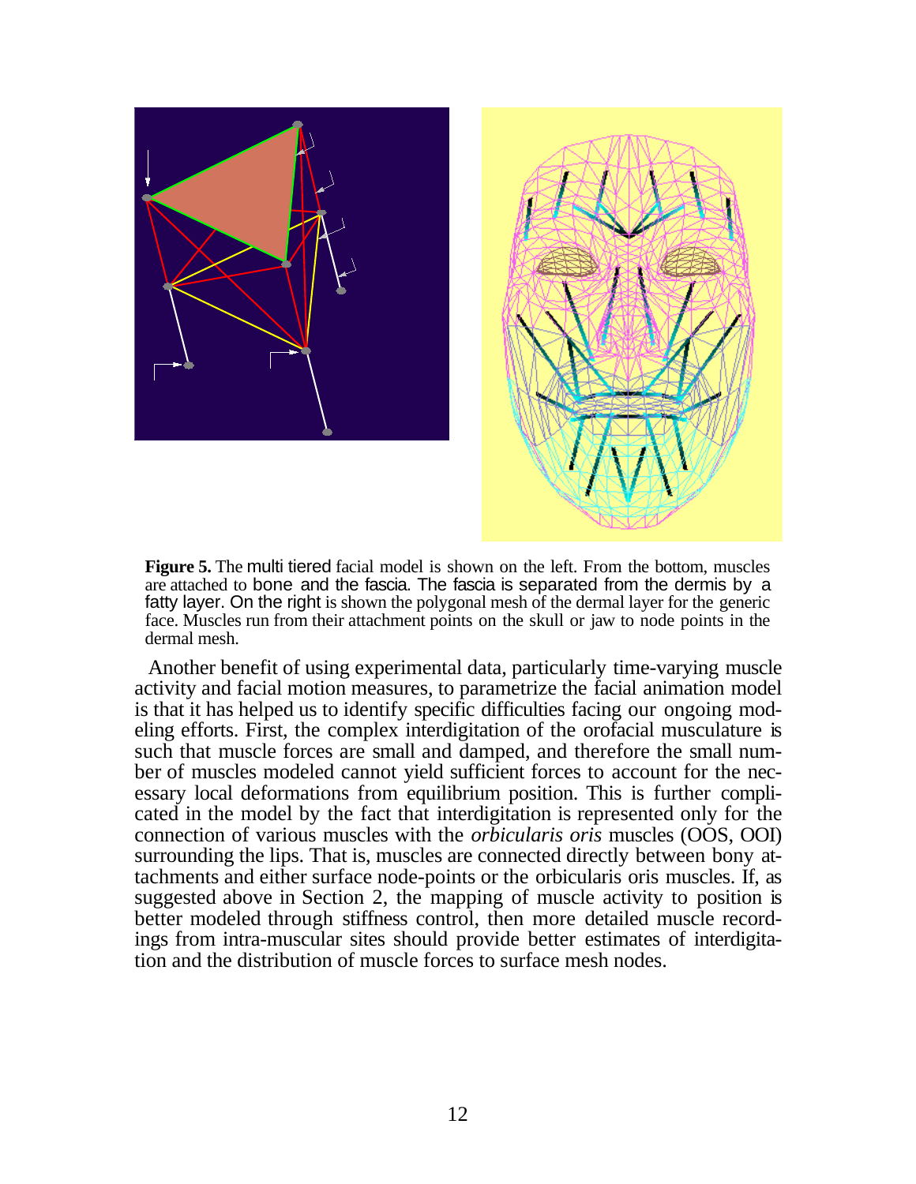**Figure 5.** The multi tiered facial model is shown on the left. From the bottom, muscles are attached to bone and the fascia. The fascia is separated from the dermis by a fatty layer. On the right is shown the polygonal mesh of the dermal layer for the generic face. Muscles run from their attachment points on the skull or jaw to node points in the dermal mesh.

Another benefit of using experimental data, particularly time-varying muscle activity and facial motion measures, to parametrize the facial animation model is that it has helped us to identify specific difficulties facing our ongoing modeling efforts. First, the complex interdigitation of the orofacial musculature is such that muscle forces are small and damped, and therefore the small number of muscles modeled cannot yield sufficient forces to account for the necessary local deformations from equilibrium position. This is further complicated in the model by the fact that interdigitation is represented only for the connection of various muscles with the *orbicularis oris* muscles (OOS, OOI) surrounding the lips. That is, muscles are connected directly between bony attachments and either surface node-points or the orbicularis oris muscles. If, as suggested above in Section 2, the mapping of muscle activity to position is better modeled through stiffness control, then more detailed muscle recordings from intra-muscular sites should provide better estimates of interdigitation and the distribution of muscle forces to surface mesh nodes.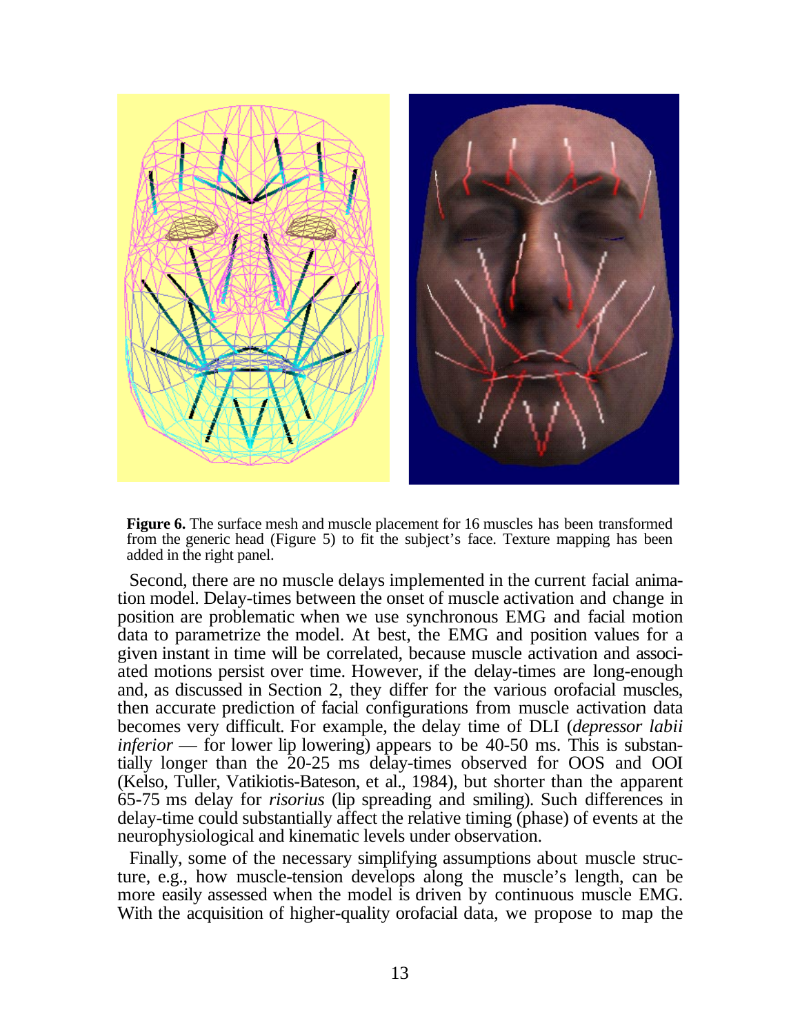**Figure 6.** The surface mesh and muscle placement for 16 muscles has been transformed from the generic head (Figure 5) to fit the subject's face. Texture mapping has been added in the right panel.

Second, there are no muscle delays implemented in the current facial animation model. Delay-times between the onset of muscle activation and change in position are problematic when we use synchronous EMG and facial motion data to parametrize the model. At best, the EMG and position values for a given instant in time will be correlated, because muscle activation and associated motions persist over time. However, if the delay-times are long-enough and, as discussed in Section 2, they differ for the various orofacial muscles, then accurate prediction of facial configurations from muscle activation data becomes very difficult. For example, the delay time of DLI (*depressor labii inferior* — for lower lip lowering) appears to be 40-50 ms. This is substantially longer than the 20-25 ms delay-times observed for OOS and OOI (Kelso, Tuller, Vatikiotis-Bateson, et al., 1984), but shorter than the apparent 65-75 ms delay for *risorius* (lip spreading and smiling). Such differences in delay-time could substantially affect the relative timing (phase) of events at the neurophysiological and kinematic levels under observation.

Finally, some of the necessary simplifying assumptions about muscle structure, e.g., how muscle-tension develops along the muscle's length, can be more easily assessed when the model is driven by continuous muscle EMG. With the acquisition of higher-quality orofacial data, we propose to map the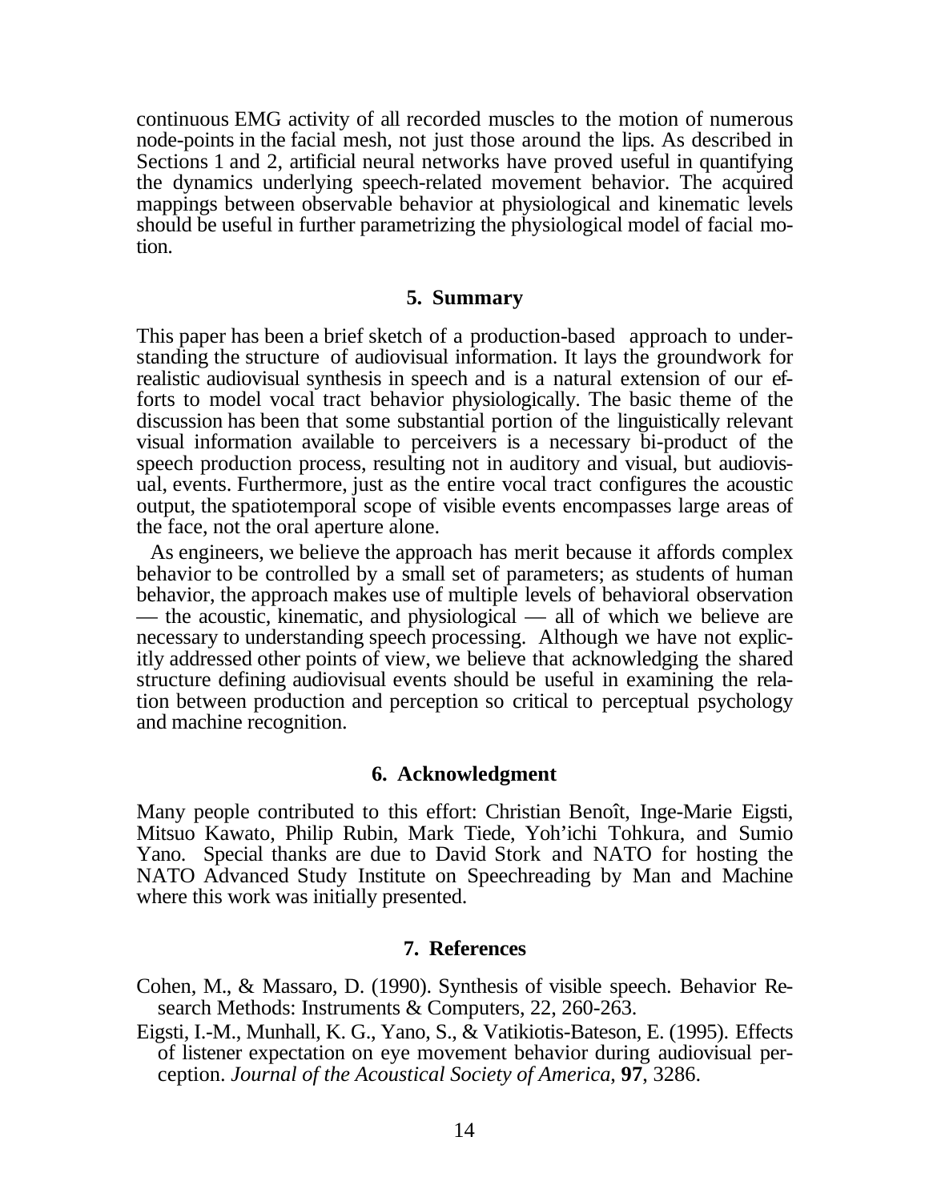continuous EMG activity of all recorded muscles to the motion of numerous node-points in the facial mesh, not just those around the lips. As described in Sections 1 and 2, artificial neural networks have proved useful in quantifying the dynamics underlying speech-related movement behavior. The acquired mappings between observable behavior at physiological and kinematic levels should be useful in further parametrizing the physiological model of facial motion.

## 5. Summary

This paper has been a brief sketch of a production-based approach to understanding the structure of audiovisual information. It lays the groundwork for realistic audiovisual synthesis in speech and is a natural extension of our efforts to model vocal tract behavior physiologically. The basic theme of the discussion has been that some substantial portion of the linguistically relevant visual information available to perceivers is a necessary bi-product of the speech production process, resulting not in auditory and visual, but audiovisual, events. Furthermore, just as the entire vocal tract configures the acoustic output, the spatiotemporal scope of visible events encompasses large areas of the face, not the oral aperture alone.

As engineers, we believe the approach has merit because it affords complex behavior to be controlled by a small set of parameters; as students of human behavior, the approach makes use of multiple levels of behavioral observation — the acoustic, kinematic, and physiological — all of which we believe are necessary to understanding speech processing. Although we have not explicitly addressed other points of view, we believe that acknowledging the shared structure defining audiovisual events should be useful in examining the relation between production and perception so critical to perceptual psychology and machine recognition.

## 6. Acknowledgment

Many people contributed to this effort: Christian Benoît, Inge-Marie Eigsti, Mitsuo Kawato, Philip Rubin, Mark Tiede, Yoh'ichi Tohkura, and Sumio Yano. Special thanks are due to David Stork and NATO for hosting the NATO Advanced Study Institute on Speechreading by Man and Machine where this work was initially presented.

## 7. References

Cohen, M., & Massaro, D. (1990). Synthesis of visible speech. Behavior Research Methods: Instruments & Computers, 22, 260-263.

Eigsti, I.-M., Munhall, K. G., Yano, S., & Vatikiotis-Bateson, E. (1995). Effects of listener expectation on eye movement behavior during audiovisual perception. *Journal of the Acoustical Society of America,* **97**, 3286.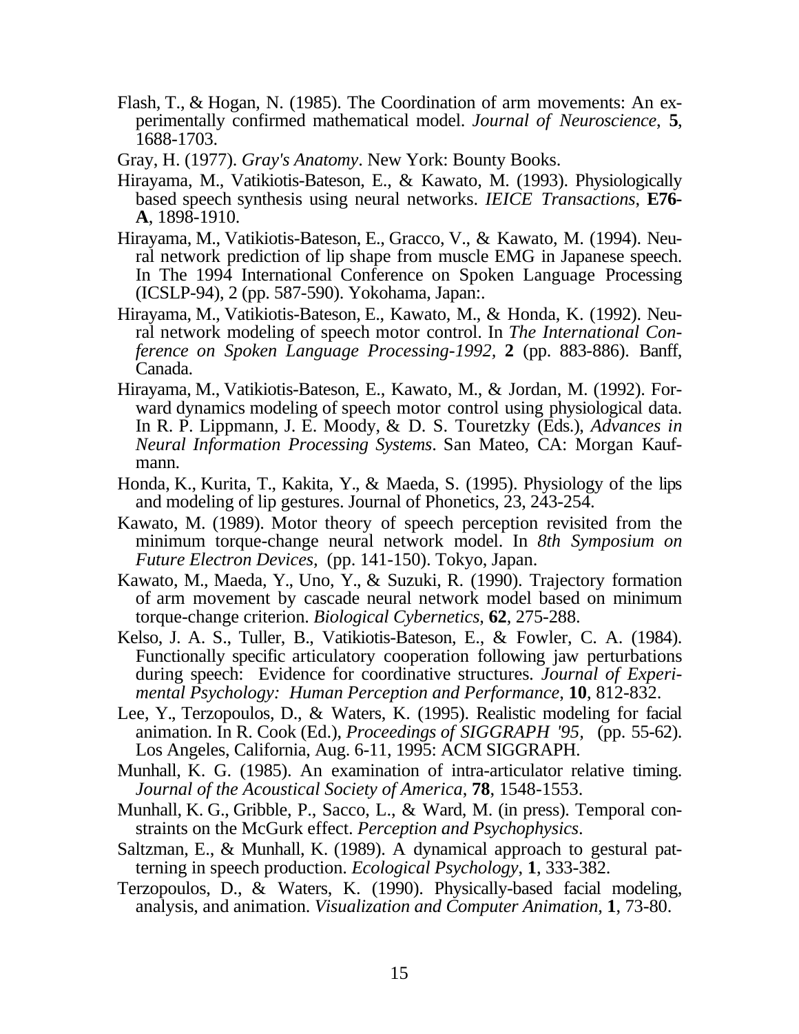Flash, T., & Hogan, N. (1985). The Coordination of arm movements: An experimentally confirmed mathematical model. *Journal of Neuroscience*, **5**, 1688-1703.

Gray, H. (1977). *Gray's Anatomy*. New York: Bounty Books.

Hirayama, M., Vatikiotis-Bateson, E., & Kawato, M. (1993). Physiologically based speech synthesis using neural networks. *IEICE Transactions*, **E76-A**, 1898-1910.

Hirayama, M., Vatikiotis-Bateson, E., Gracco, V., & Kawato, M. (1994). Neural network prediction of lip shape from muscle EMG in Japanese speech. In The 1994 International Conference on Spoken Language Processing (ICSLP-94), 2 (pp. 587-590). Yokohama, Japan:.

Hirayama, M., Vatikiotis-Bateson, E., Kawato, M., & Honda, K. (1992). Neural network modeling of speech motor control. In *The International Conference on Spoken Language Processing-1992*, **2** (pp. 883-886). Banff, Canada.

Hirayama, M., Vatikiotis-Bateson, E., Kawato, M., & Jordan, M. (1992). Forward dynamics modeling of speech motor control using physiological data. In R. P. Lippmann, J. E. Moody, & D. S. Touretzky (Eds.), *Advances in Neural Information Processing Systems*. San Mateo, CA: Morgan Kaufmann.

Honda, K., Kurita, T., Kakita, Y., & Maeda, S. (1995). Physiology of the lips and modeling of lip gestures. Journal of Phonetics, 23, 243-254.

Kawato, M. (1989). Motor theory of speech perception revisited from the minimum torque-change neural network model. In *8th Symposium on Future Electron Devices*, (pp. 141-150). Tokyo, Japan.

Kawato, M., Maeda, Y., Uno, Y., & Suzuki, R. (1990). Trajectory formation of arm movement by cascade neural network model based on minimum torque-change criterion. *Biological Cybernetics*, **62**, 275-288.

Kelso, J. A. S., Tuller, B., Vatikiotis-Bateson, E., & Fowler, C. A. (1984). Functionally specific articulatory cooperation following jaw perturbations during speech: Evidence for coordinative structures. *Journal of Experimental Psychology: Human Perception and Performance*, **10**, 812-832.

Lee, Y., Terzopoulos, D., & Waters, K. (1995). Realistic modeling for facial animation. In R. Cook (Ed.), *Proceedings of SIGGRAPH '95*, (pp. 55-62). Los Angeles, California, Aug. 6-11, 1995: ACM SIGGRAPH.

Munhall, K. G. (1985). An examination of intra-articulator relative timing. *Journal of the Acoustical Society of America*, **78**, 1548-1553.

Munhall, K. G., Gribble, P., Sacco, L., & Ward, M. (in press). Temporal constraints on the McGurk effect. *Perception and Psychophysics*.

Saltzman, E., & Munhall, K. (1989). A dynamical approach to gestural patterning in speech production. *Ecological Psychology*, **1**, 333-382.

Terzopoulos, D., & Waters, K. (1990). Physically-based facial modeling, analysis, and animation. *Visualization and Computer Animation*, **1**, 73-80.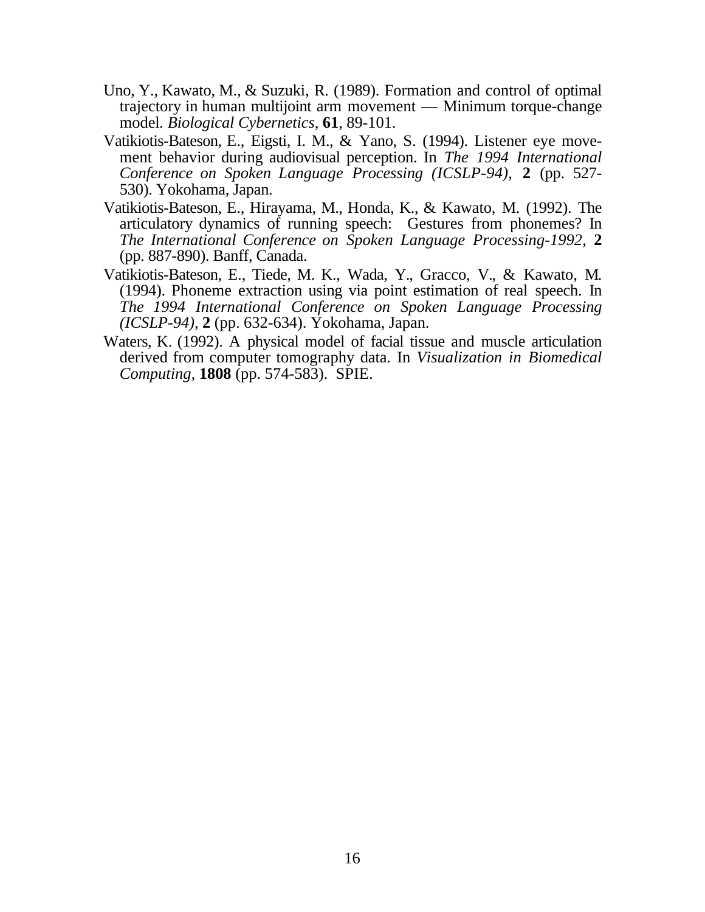Uno, Y., Kawato, M., & Suzuki, R. (1989). Formation and control of optimal trajectory in human multijoint arm movement — Minimum torque-change model. *Biological Cybernetics*, **61**, 89-101.

Vatikiotis-Bateson, E., Eigsti, I. M., & Yano, S. (1994). Listener eye movement behavior during audiovisual perception. In *The 1994 International Conference on Spoken Language Processing (ICSLP-94),* **2** (pp. 527-530). Yokohama, Japan.

Vatikiotis-Bateson, E., Hirayama, M., Honda, K., & Kawato, M. (1992). The articulatory dynamics of running speech: Gestures from phonemes? In *The International Conference on Spoken Language Processing-1992,* **2** (pp. 887-890). Banff, Canada.

Vatikiotis-Bateson, E., Tiede, M. K., Wada, Y., Gracco, V., & Kawato, M. (1994). Phoneme extraction using via point estimation of real speech. In *The 1994 International Conference on Spoken Language Processing (ICSLP-94),* **2** (pp. 632-634). Yokohama, Japan.

Waters, K. (1992). A physical model of facial tissue and muscle articulation derived from computer tomography data. In *Visualization in Biomedical Computing,* **1808** (pp. 574-583). SPIE.